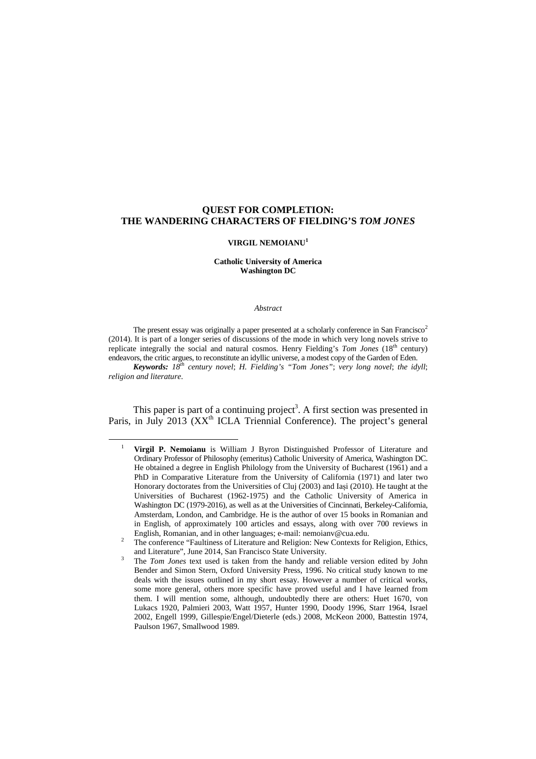# QUEST FOR COMPLETION: THE WANDERING CHARACTERS OF FIELDING'S *TOM JONES*

**VIRGIL NEMOIANU**[1]

**Catholic University of America**
**Washington DC**

*Abstract*

The present essay was originally a paper presented at a scholarly conference in San Francisco[2] (2014). It is part of a longer series of discussions of the mode in which very long novels strive to replicate integrally the social and natural cosmos. Henry Fielding's *Tom Jones* (18th century) endeavors, the critic argues, to reconstitute an idyllic universe, a modest copy of the Garden of Eden.

***Keywords:*** *18th century novel*; *H. Fielding's "Tom Jones"*; *very long novel*; *the idyll*; *religion and literature*.

This paper is part of a continuing project[3]. A first section was presented in Paris, in July 2013 (XXth ICLA Triennial Conference). The project's general

---

[1] **Virgil P. Nemoianu** is William J Byron Distinguished Professor of Literature and Ordinary Professor of Philosophy (emeritus) Catholic University of America, Washington DC. He obtained a degree in English Philology from the University of Bucharest (1961) and a PhD in Comparative Literature from the University of California (1971) and later two Honorary doctorates from the Universities of Cluj (2003) and Iași (2010). He taught at the Universities of Bucharest (1962-1975) and the Catholic University of America in Washington DC (1979-2016), as well as at the Universities of Cincinnati, Berkeley-California, Amsterdam, London, and Cambridge. He is the author of over 15 books in Romanian and in English, of approximately 100 articles and essays, along with over 700 reviews in English, Romanian, and in other languages; e-mail: nemoianv@cua.edu.

[2] The conference "Faultiness of Literature and Religion: New Contexts for Religion, Ethics, and Literature", June 2014, San Francisco State University.

[3] The *Tom Jones* text used is taken from the handy and reliable version edited by John Bender and Simon Stern, Oxford University Press, 1996. No critical study known to me deals with the issues outlined in my short essay. However a number of critical works, some more general, others more specific have proved useful and I have learned from them. I will mention some, although, undoubtedly there are others: Huet 1670, von Lukacs 1920, Palmieri 2003, Watt 1957, Hunter 1990, Doody 1996, Starr 1964, Israel 2002, Engell 1999, Gillespie/Engel/Dieterle (eds.) 2008, McKeon 2000, Battestin 1974, Paulson 1967, Smallwood 1989.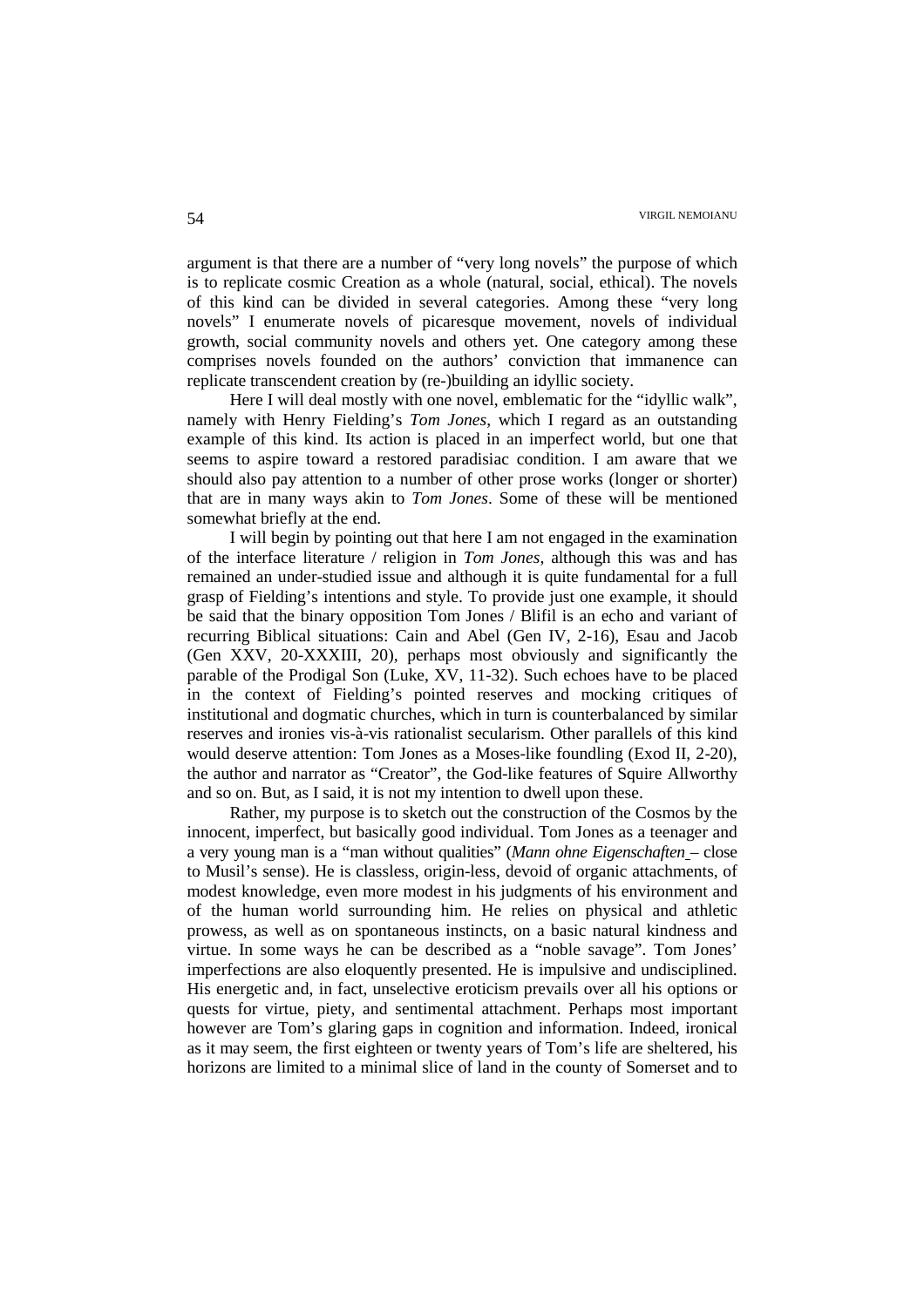argument is that there are a number of "very long novels" the purpose of which is to replicate cosmic Creation as a whole (natural, social, ethical). The novels of this kind can be divided in several categories. Among these "very long novels" I enumerate novels of picaresque movement, novels of individual growth, social community novels and others yet. One category among these comprises novels founded on the authors' conviction that immanence can replicate transcendent creation by (re-)building an idyllic society.

Here I will deal mostly with one novel, emblematic for the "idyllic walk", namely with Henry Fielding's *Tom Jones*, which I regard as an outstanding example of this kind. Its action is placed in an imperfect world, but one that seems to aspire toward a restored paradisiac condition. I am aware that we should also pay attention to a number of other prose works (longer or shorter) that are in many ways akin to *Tom Jones*. Some of these will be mentioned somewhat briefly at the end.

I will begin by pointing out that here I am not engaged in the examination of the interface literature / religion in *Tom Jones*, although this was and has remained an under-studied issue and although it is quite fundamental for a full grasp of Fielding's intentions and style. To provide just one example, it should be said that the binary opposition Tom Jones / Blifil is an echo and variant of recurring Biblical situations: Cain and Abel (Gen IV, 2-16), Esau and Jacob (Gen XXV, 20-XXXIII, 20), perhaps most obviously and significantly the parable of the Prodigal Son (Luke, XV, 11-32). Such echoes have to be placed in the context of Fielding's pointed reserves and mocking critiques of institutional and dogmatic churches, which in turn is counterbalanced by similar reserves and ironies vis-à-vis rationalist secularism. Other parallels of this kind would deserve attention: Tom Jones as a Moses-like foundling (Exod II, 2-20), the author and narrator as "Creator", the God-like features of Squire Allworthy and so on. But, as I said, it is not my intention to dwell upon these.

Rather, my purpose is to sketch out the construction of the Cosmos by the innocent, imperfect, but basically good individual. Tom Jones as a teenager and a very young man is a "man without qualities" (*Mann ohne Eigenschaften* – close to Musil's sense). He is classless, origin-less, devoid of organic attachments, of modest knowledge, even more modest in his judgments of his environment and of the human world surrounding him. He relies on physical and athletic prowess, as well as on spontaneous instincts, on a basic natural kindness and virtue. In some ways he can be described as a "noble savage". Tom Jones' imperfections are also eloquently presented. He is impulsive and undisciplined. His energetic and, in fact, unselective eroticism prevails over all his options or quests for virtue, piety, and sentimental attachment. Perhaps most important however are Tom's glaring gaps in cognition and information. Indeed, ironical as it may seem, the first eighteen or twenty years of Tom's life are sheltered, his horizons are limited to a minimal slice of land in the county of Somerset and to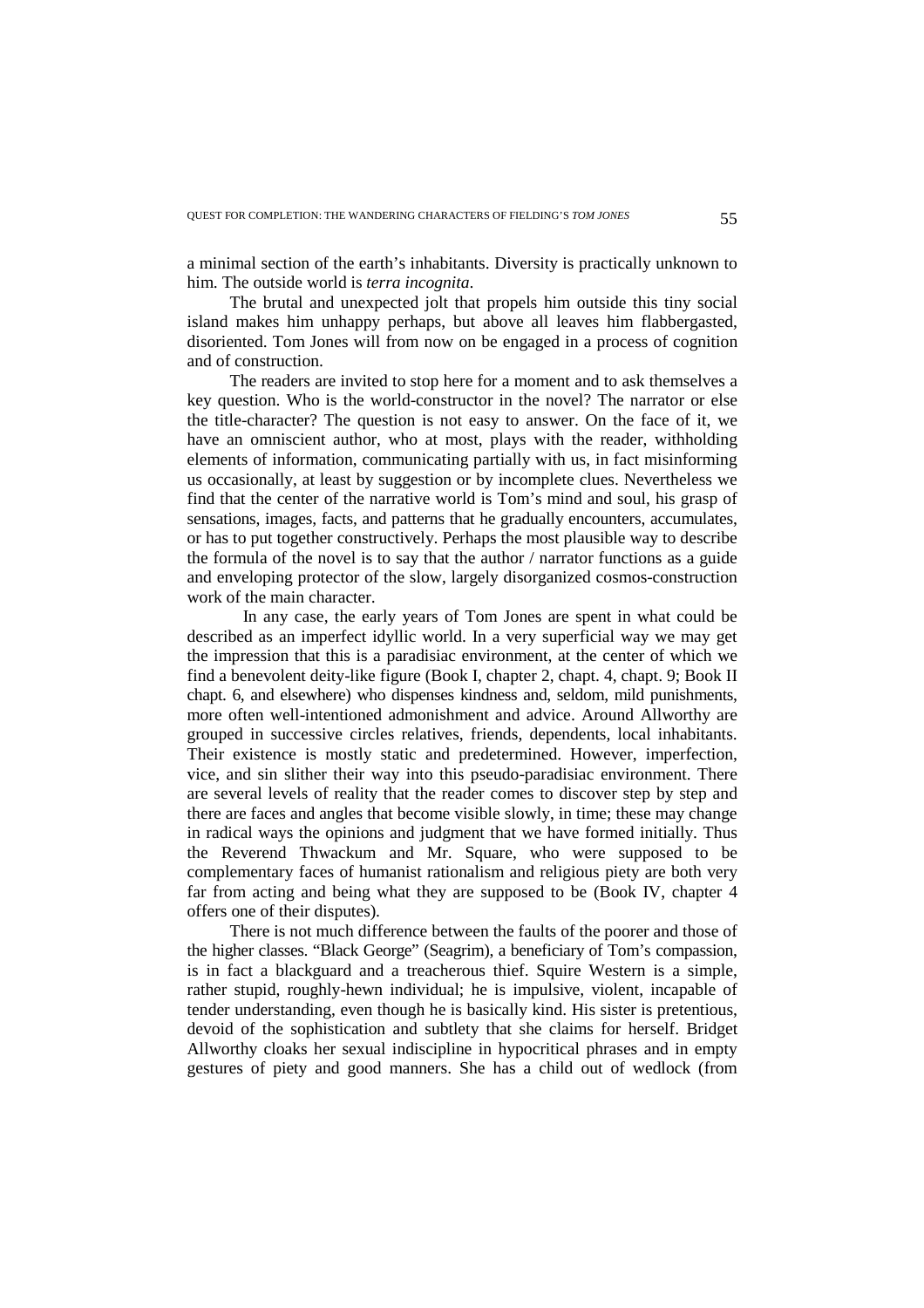a minimal section of the earth's inhabitants. Diversity is practically unknown to him. The outside world is *terra incognita*.

The brutal and unexpected jolt that propels him outside this tiny social island makes him unhappy perhaps, but above all leaves him flabbergasted, disoriented. Tom Jones will from now on be engaged in a process of cognition and of construction.

The readers are invited to stop here for a moment and to ask themselves a key question. Who is the world-constructor in the novel? The narrator or else the title-character? The question is not easy to answer. On the face of it, we have an omniscient author, who at most, plays with the reader, withholding elements of information, communicating partially with us, in fact misinforming us occasionally, at least by suggestion or by incomplete clues. Nevertheless we find that the center of the narrative world is Tom's mind and soul, his grasp of sensations, images, facts, and patterns that he gradually encounters, accumulates, or has to put together constructively. Perhaps the most plausible way to describe the formula of the novel is to say that the author / narrator functions as a guide and enveloping protector of the slow, largely disorganized cosmos-construction work of the main character.

In any case, the early years of Tom Jones are spent in what could be described as an imperfect idyllic world. In a very superficial way we may get the impression that this is a paradisiac environment, at the center of which we find a benevolent deity-like figure (Book I, chapter 2, chapt. 4, chapt. 9; Book II chapt. 6, and elsewhere) who dispenses kindness and, seldom, mild punishments, more often well-intentioned admonishment and advice. Around Allworthy are grouped in successive circles relatives, friends, dependents, local inhabitants. Their existence is mostly static and predetermined. However, imperfection, vice, and sin slither their way into this pseudo-paradisiac environment. There are several levels of reality that the reader comes to discover step by step and there are faces and angles that become visible slowly, in time; these may change in radical ways the opinions and judgment that we have formed initially. Thus the Reverend Thwackum and Mr. Square, who were supposed to be complementary faces of humanist rationalism and religious piety are both very far from acting and being what they are supposed to be (Book IV, chapter 4 offers one of their disputes).

There is not much difference between the faults of the poorer and those of the higher classes. "Black George" (Seagrim), a beneficiary of Tom's compassion, is in fact a blackguard and a treacherous thief. Squire Western is a simple, rather stupid, roughly-hewn individual; he is impulsive, violent, incapable of tender understanding, even though he is basically kind. His sister is pretentious, devoid of the sophistication and subtlety that she claims for herself. Bridget Allworthy cloaks her sexual indiscipline in hypocritical phrases and in empty gestures of piety and good manners. She has a child out of wedlock (from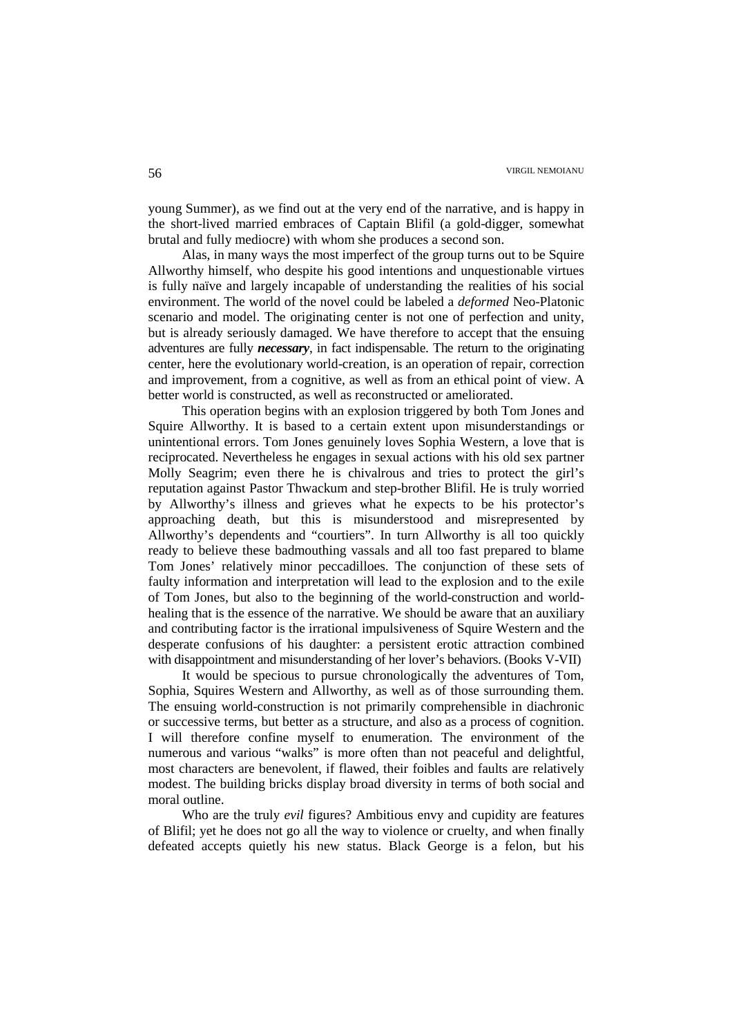young Summer), as we find out at the very end of the narrative, and is happy in the short-lived married embraces of Captain Blifil (a gold-digger, somewhat brutal and fully mediocre) with whom she produces a second son.

Alas, in many ways the most imperfect of the group turns out to be Squire Allworthy himself, who despite his good intentions and unquestionable virtues is fully naïve and largely incapable of understanding the realities of his social environment. The world of the novel could be labeled a *deformed* Neo-Platonic scenario and model. The originating center is not one of perfection and unity, but is already seriously damaged. We have therefore to accept that the ensuing adventures are fully ***necessary***, in fact indispensable. The return to the originating center, here the evolutionary world-creation, is an operation of repair, correction and improvement, from a cognitive, as well as from an ethical point of view. A better world is constructed, as well as reconstructed or ameliorated.

This operation begins with an explosion triggered by both Tom Jones and Squire Allworthy. It is based to a certain extent upon misunderstandings or unintentional errors. Tom Jones genuinely loves Sophia Western, a love that is reciprocated. Nevertheless he engages in sexual actions with his old sex partner Molly Seagrim; even there he is chivalrous and tries to protect the girl's reputation against Pastor Thwackum and step-brother Blifil. He is truly worried by Allworthy's illness and grieves what he expects to be his protector's approaching death, but this is misunderstood and misrepresented by Allworthy's dependents and "courtiers". In turn Allworthy is all too quickly ready to believe these badmouthing vassals and all too fast prepared to blame Tom Jones' relatively minor peccadilloes. The conjunction of these sets of faulty information and interpretation will lead to the explosion and to the exile of Tom Jones, but also to the beginning of the world-construction and world-healing that is the essence of the narrative. We should be aware that an auxiliary and contributing factor is the irrational impulsiveness of Squire Western and the desperate confusions of his daughter: a persistent erotic attraction combined with disappointment and misunderstanding of her lover's behaviors. (Books V-VII)

It would be specious to pursue chronologically the adventures of Tom, Sophia, Squires Western and Allworthy, as well as of those surrounding them. The ensuing world-construction is not primarily comprehensible in diachronic or successive terms, but better as a structure, and also as a process of cognition. I will therefore confine myself to enumeration. The environment of the numerous and various "walks" is more often than not peaceful and delightful, most characters are benevolent, if flawed, their foibles and faults are relatively modest. The building bricks display broad diversity in terms of both social and moral outline.

Who are the truly *evil* figures? Ambitious envy and cupidity are features of Blifil; yet he does not go all the way to violence or cruelty, and when finally defeated accepts quietly his new status. Black George is a felon, but his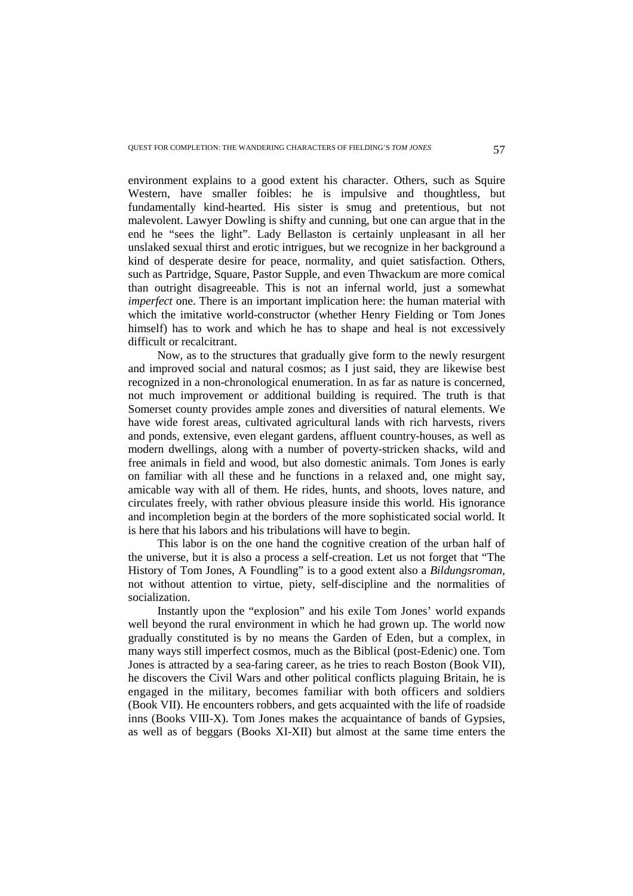environment explains to a good extent his character. Others, such as Squire Western, have smaller foibles: he is impulsive and thoughtless, but fundamentally kind-hearted. His sister is smug and pretentious, but not malevolent. Lawyer Dowling is shifty and cunning, but one can argue that in the end he "sees the light". Lady Bellaston is certainly unpleasant in all her unslaked sexual thirst and erotic intrigues, but we recognize in her background a kind of desperate desire for peace, normality, and quiet satisfaction. Others, such as Partridge, Square, Pastor Supple, and even Thwackum are more comical than outright disagreeable. This is not an infernal world, just a somewhat *imperfect* one. There is an important implication here: the human material with which the imitative world-constructor (whether Henry Fielding or Tom Jones himself) has to work and which he has to shape and heal is not excessively difficult or recalcitrant.

Now, as to the structures that gradually give form to the newly resurgent and improved social and natural cosmos; as I just said, they are likewise best recognized in a non-chronological enumeration. In as far as nature is concerned, not much improvement or additional building is required. The truth is that Somerset county provides ample zones and diversities of natural elements. We have wide forest areas, cultivated agricultural lands with rich harvests, rivers and ponds, extensive, even elegant gardens, affluent country-houses, as well as modern dwellings, along with a number of poverty-stricken shacks, wild and free animals in field and wood, but also domestic animals. Tom Jones is early on familiar with all these and he functions in a relaxed and, one might say, amicable way with all of them. He rides, hunts, and shoots, loves nature, and circulates freely, with rather obvious pleasure inside this world. His ignorance and incompletion begin at the borders of the more sophisticated social world. It is here that his labors and his tribulations will have to begin.

This labor is on the one hand the cognitive creation of the urban half of the universe, but it is also a process a self-creation. Let us not forget that "The History of Tom Jones, A Foundling" is to a good extent also a *Bildungsroman*, not without attention to virtue, piety, self-discipline and the normalities of socialization.

Instantly upon the "explosion" and his exile Tom Jones' world expands well beyond the rural environment in which he had grown up. The world now gradually constituted is by no means the Garden of Eden, but a complex, in many ways still imperfect cosmos, much as the Biblical (post-Edenic) one. Tom Jones is attracted by a sea-faring career, as he tries to reach Boston (Book VII), he discovers the Civil Wars and other political conflicts plaguing Britain, he is engaged in the military, becomes familiar with both officers and soldiers (Book VII). He encounters robbers, and gets acquainted with the life of roadside inns (Books VIII-X). Tom Jones makes the acquaintance of bands of Gypsies, as well as of beggars (Books XI-XII) but almost at the same time enters the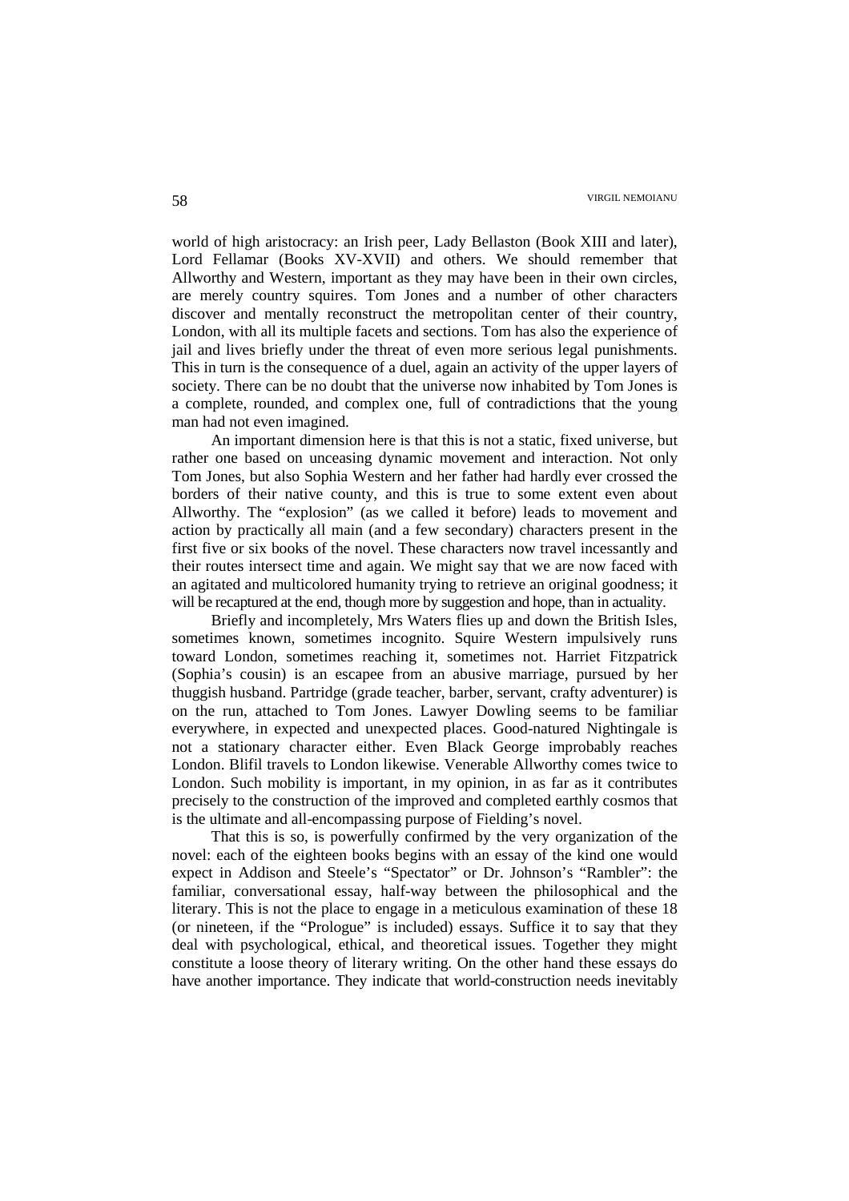world of high aristocracy: an Irish peer, Lady Bellaston (Book XIII and later), Lord Fellamar (Books XV-XVII) and others. We should remember that Allworthy and Western, important as they may have been in their own circles, are merely country squires. Tom Jones and a number of other characters discover and mentally reconstruct the metropolitan center of their country, London, with all its multiple facets and sections. Tom has also the experience of jail and lives briefly under the threat of even more serious legal punishments. This in turn is the consequence of a duel, again an activity of the upper layers of society. There can be no doubt that the universe now inhabited by Tom Jones is a complete, rounded, and complex one, full of contradictions that the young man had not even imagined.

An important dimension here is that this is not a static, fixed universe, but rather one based on unceasing dynamic movement and interaction. Not only Tom Jones, but also Sophia Western and her father had hardly ever crossed the borders of their native county, and this is true to some extent even about Allworthy. The "explosion" (as we called it before) leads to movement and action by practically all main (and a few secondary) characters present in the first five or six books of the novel. These characters now travel incessantly and their routes intersect time and again. We might say that we are now faced with an agitated and multicolored humanity trying to retrieve an original goodness; it will be recaptured at the end, though more by suggestion and hope, than in actuality.

Briefly and incompletely, Mrs Waters flies up and down the British Isles, sometimes known, sometimes incognito. Squire Western impulsively runs toward London, sometimes reaching it, sometimes not. Harriet Fitzpatrick (Sophia's cousin) is an escapee from an abusive marriage, pursued by her thuggish husband. Partridge (grade teacher, barber, servant, crafty adventurer) is on the run, attached to Tom Jones. Lawyer Dowling seems to be familiar everywhere, in expected and unexpected places. Good-natured Nightingale is not a stationary character either. Even Black George improbably reaches London. Blifil travels to London likewise. Venerable Allworthy comes twice to London. Such mobility is important, in my opinion, in as far as it contributes precisely to the construction of the improved and completed earthly cosmos that is the ultimate and all-encompassing purpose of Fielding's novel.

That this is so, is powerfully confirmed by the very organization of the novel: each of the eighteen books begins with an essay of the kind one would expect in Addison and Steele's "Spectator" or Dr. Johnson's "Rambler": the familiar, conversational essay, half-way between the philosophical and the literary. This is not the place to engage in a meticulous examination of these 18 (or nineteen, if the "Prologue" is included) essays. Suffice it to say that they deal with psychological, ethical, and theoretical issues. Together they might constitute a loose theory of literary writing. On the other hand these essays do have another importance. They indicate that world-construction needs inevitably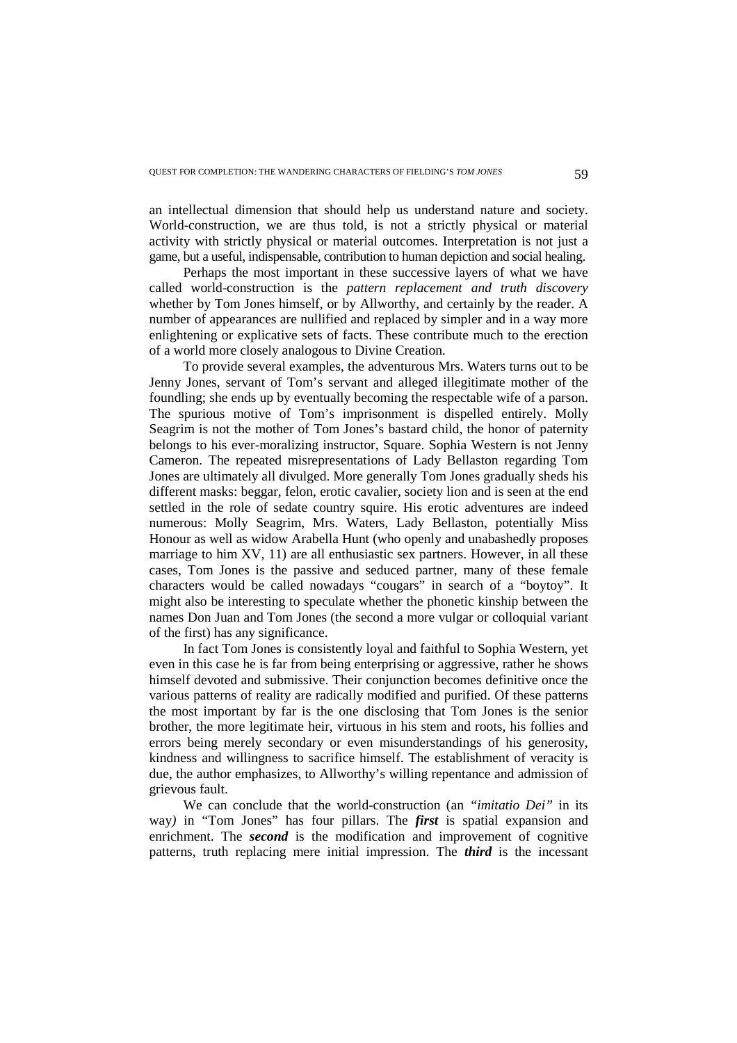an intellectual dimension that should help us understand nature and society. World-construction, we are thus told, is not a strictly physical or material activity with strictly physical or material outcomes. Interpretation is not just a game, but a useful, indispensable, contribution to human depiction and social healing.

Perhaps the most important in these successive layers of what we have called world-construction is the *pattern replacement and truth discovery* whether by Tom Jones himself, or by Allworthy, and certainly by the reader. A number of appearances are nullified and replaced by simpler and in a way more enlightening or explicative sets of facts. These contribute much to the erection of a world more closely analogous to Divine Creation.

To provide several examples, the adventurous Mrs. Waters turns out to be Jenny Jones, servant of Tom's servant and alleged illegitimate mother of the foundling; she ends up by eventually becoming the respectable wife of a parson. The spurious motive of Tom's imprisonment is dispelled entirely. Molly Seagrim is not the mother of Tom Jones's bastard child, the honor of paternity belongs to his ever-moralizing instructor, Square. Sophia Western is not Jenny Cameron. The repeated misrepresentations of Lady Bellaston regarding Tom Jones are ultimately all divulged. More generally Tom Jones gradually sheds his different masks: beggar, felon, erotic cavalier, society lion and is seen at the end settled in the role of sedate country squire. His erotic adventures are indeed numerous: Molly Seagrim, Mrs. Waters, Lady Bellaston, potentially Miss Honour as well as widow Arabella Hunt (who openly and unabashedly proposes marriage to him XV, 11) are all enthusiastic sex partners. However, in all these cases, Tom Jones is the passive and seduced partner, many of these female characters would be called nowadays "cougars" in search of a "boytoy". It might also be interesting to speculate whether the phonetic kinship between the names Don Juan and Tom Jones (the second a more vulgar or colloquial variant of the first) has any significance.

In fact Tom Jones is consistently loyal and faithful to Sophia Western, yet even in this case he is far from being enterprising or aggressive, rather he shows himself devoted and submissive. Their conjunction becomes definitive once the various patterns of reality are radically modified and purified. Of these patterns the most important by far is the one disclosing that Tom Jones is the senior brother, the more legitimate heir, virtuous in his stem and roots, his follies and errors being merely secondary or even misunderstandings of his generosity, kindness and willingness to sacrifice himself. The establishment of veracity is due, the author emphasizes, to Allworthy's willing repentance and admission of grievous fault.

We can conclude that the world-construction (an *"imitatio Dei"* in its way) in "Tom Jones" has four pillars. The ***first*** is spatial expansion and enrichment. The ***second*** is the modification and improvement of cognitive patterns, truth replacing mere initial impression. The ***third*** is the incessant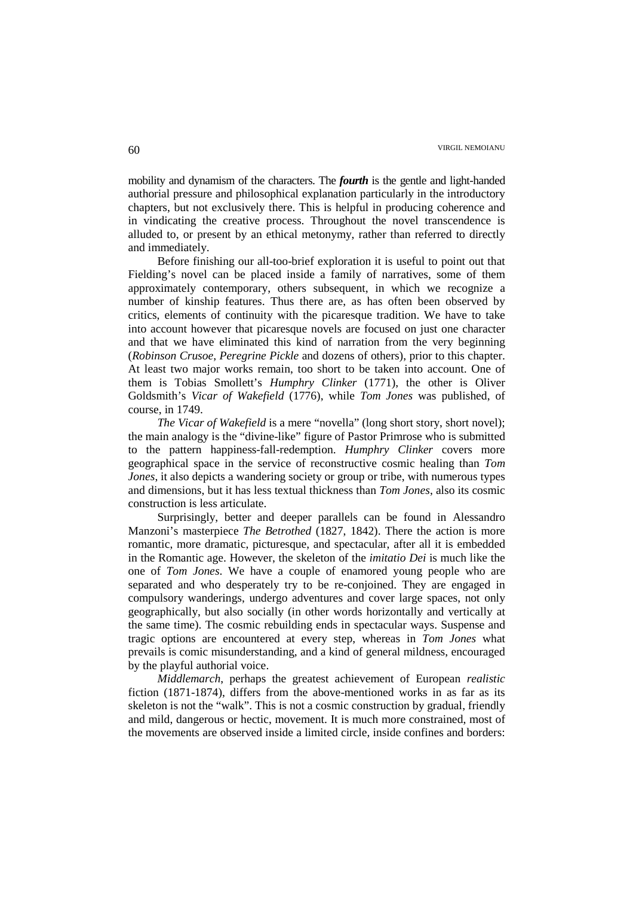mobility and dynamism of the characters. The ***fourth*** is the gentle and light-handed authorial pressure and philosophical explanation particularly in the introductory chapters, but not exclusively there. This is helpful in producing coherence and in vindicating the creative process. Throughout the novel transcendence is alluded to, or present by an ethical metonymy, rather than referred to directly and immediately.

Before finishing our all-too-brief exploration it is useful to point out that Fielding's novel can be placed inside a family of narratives, some of them approximately contemporary, others subsequent, in which we recognize a number of kinship features. Thus there are, as has often been observed by critics, elements of continuity with the picaresque tradition. We have to take into account however that picaresque novels are focused on just one character and that we have eliminated this kind of narration from the very beginning (*Robinson Crusoe*, *Peregrine Pickle* and dozens of others), prior to this chapter. At least two major works remain, too short to be taken into account. One of them is Tobias Smollett's *Humphry Clinker* (1771), the other is Oliver Goldsmith's *Vicar of Wakefield* (1776), while *Tom Jones* was published, of course, in 1749.

*The Vicar of Wakefield* is a mere "novella" (long short story, short novel); the main analogy is the "divine-like" figure of Pastor Primrose who is submitted to the pattern happiness-fall-redemption. *Humphry Clinker* covers more geographical space in the service of reconstructive cosmic healing than *Tom Jones*, it also depicts a wandering society or group or tribe, with numerous types and dimensions, but it has less textual thickness than *Tom Jones*, also its cosmic construction is less articulate.

Surprisingly, better and deeper parallels can be found in Alessandro Manzoni's masterpiece *The Betrothed* (1827, 1842). There the action is more romantic, more dramatic, picturesque, and spectacular, after all it is embedded in the Romantic age. However, the skeleton of the *imitatio Dei* is much like the one of *Tom Jones*. We have a couple of enamored young people who are separated and who desperately try to be re-conjoined. They are engaged in compulsory wanderings, undergo adventures and cover large spaces, not only geographically, but also socially (in other words horizontally and vertically at the same time). The cosmic rebuilding ends in spectacular ways. Suspense and tragic options are encountered at every step, whereas in *Tom Jones* what prevails is comic misunderstanding, and a kind of general mildness, encouraged by the playful authorial voice.

*Middlemarch*, perhaps the greatest achievement of European *realistic* fiction (1871-1874), differs from the above-mentioned works in as far as its skeleton is not the "walk". This is not a cosmic construction by gradual, friendly and mild, dangerous or hectic, movement. It is much more constrained, most of the movements are observed inside a limited circle, inside confines and borders: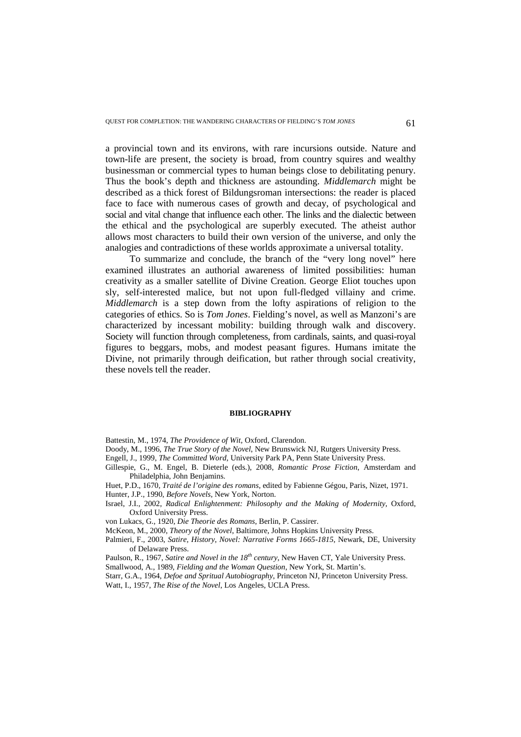a provincial town and its environs, with rare incursions outside. Nature and town-life are present, the society is broad, from country squires and wealthy businessman or commercial types to human beings close to debilitating penury. Thus the book's depth and thickness are astounding. *Middlemarch* might be described as a thick forest of Bildungsroman intersections: the reader is placed face to face with numerous cases of growth and decay, of psychological and social and vital change that influence each other. The links and the dialectic between the ethical and the psychological are superbly executed. The atheist author allows most characters to build their own version of the universe, and only the analogies and contradictions of these worlds approximate a universal totality.

To summarize and conclude, the branch of the "very long novel" here examined illustrates an authorial awareness of limited possibilities: human creativity as a smaller satellite of Divine Creation. George Eliot touches upon sly, self-interested malice, but not upon full-fledged villainy and crime. *Middlemarch* is a step down from the lofty aspirations of religion to the categories of ethics. So is *Tom Jones*. Fielding's novel, as well as Manzoni's are characterized by incessant mobility: building through walk and discovery. Society will function through completeness, from cardinals, saints, and quasi-royal figures to beggars, mobs, and modest peasant figures. Humans imitate the Divine, not primarily through deification, but rather through social creativity, these novels tell the reader.

## BIBLIOGRAPHY

Battestin, M., 1974, *The Providence of Wit*, Oxford, Clarendon.

Doody, M., 1996, *The True Story of the Novel*, New Brunswick NJ, Rutgers University Press.

Engell, J., 1999, *The Committed Word*, University Park PA, Penn State University Press.

Gillespie, G., M. Engel, B. Dieterle (eds.), 2008, *Romantic Prose Fiction*, Amsterdam and Philadelphia, John Benjamins.

Huet, P.D., 1670, *Traité de l'origine des romans*, edited by Fabienne Gégou, Paris, Nizet, 1971.

Hunter, J.P., 1990, *Before Novels*, New York, Norton.

Israel, J.I., 2002, *Radical Enlightenment: Philosophy and the Making of Modernity*, Oxford, Oxford University Press.

von Lukacs, G., 1920, *Die Theorie des Romans*, Berlin, P. Cassirer.

McKeon, M., 2000, *Theory of the Novel*, Baltimore, Johns Hopkins University Press.

Palmieri, F., 2003, *Satire, History, Novel: Narrative Forms 1665-1815*, Newark, DE, University of Delaware Press.

Paulson, R., 1967, *Satire and Novel in the 18th century*, New Haven CT, Yale University Press.

Smallwood, A., 1989, *Fielding and the Woman Question*, New York, St. Martin's.

Starr, G.A., 1964, *Defoe and Spritual Autobiography*, Princeton NJ, Princeton University Press.

Watt, I., 1957, *The Rise of the Novel*, Los Angeles, UCLA Press.